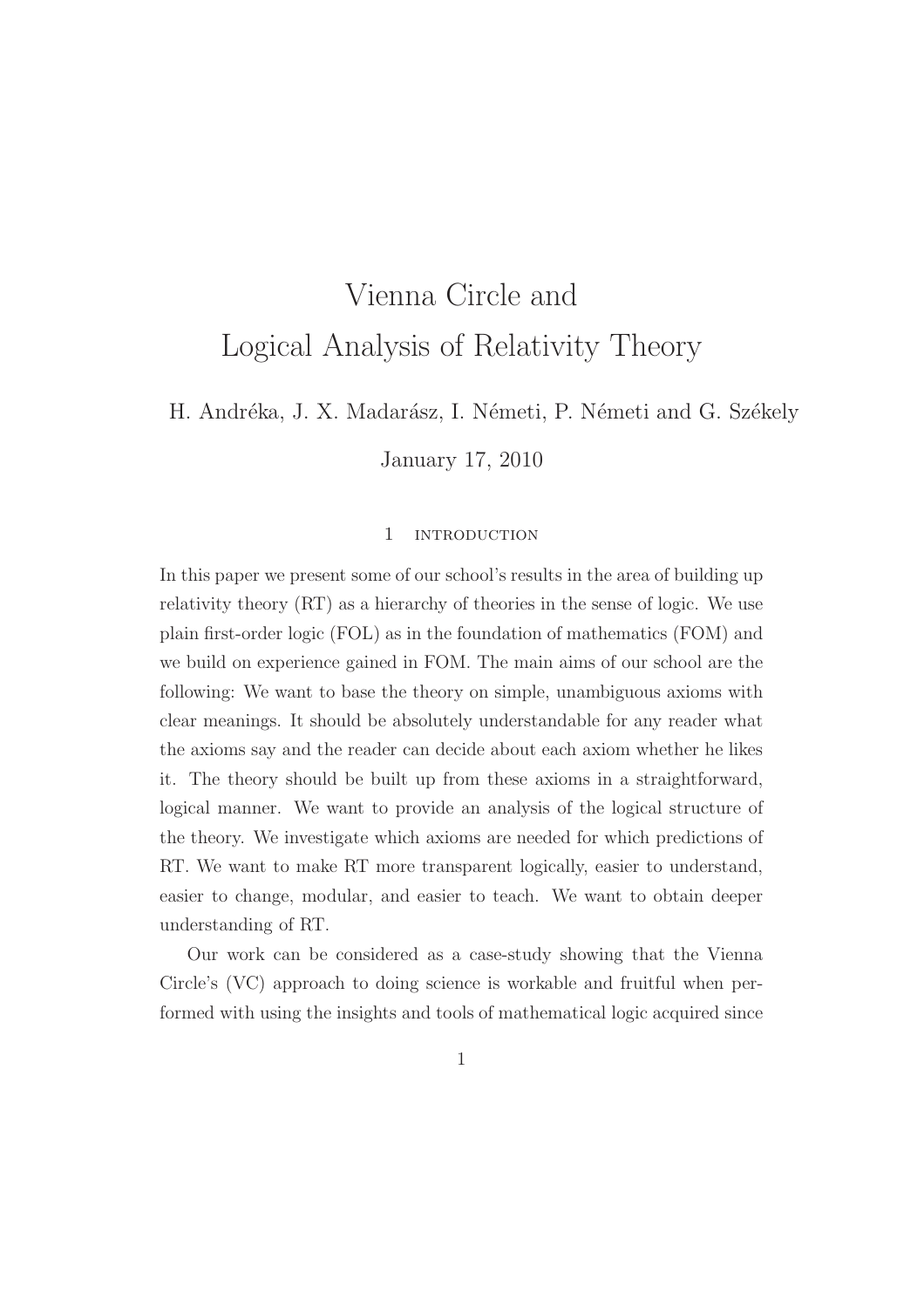# Vienna Circle and Logical Analysis of Relativity Theory

H. Andréka, J. X. Madarász, I. Németi, P. Németi and G. Székely

January 17, 2010

## 1 Introduction

In this paper we present some of our school's results in the area of building up relativity theory (RT) as a hierarchy of theories in the sense of logic. We use plain first-order logic (FOL) as in the foundation of mathematics (FOM) and we build on experience gained in FOM. The main aims of our school are the following: We want to base the theory on simple, unambiguous axioms with clear meanings. It should be absolutely understandable for any reader what the axioms say and the reader can decide about each axiom whether he likes it. The theory should be built up from these axioms in a straightforward, logical manner. We want to provide an analysis of the logical structure of the theory. We investigate which axioms are needed for which predictions of RT. We want to make RT more transparent logically, easier to understand, easier to change, modular, and easier to teach. We want to obtain deeper understanding of RT.

Our work can be considered as a case-study showing that the Vienna Circle's (VC) approach to doing science is workable and fruitful when performed with using the insights and tools of mathematical logic acquired since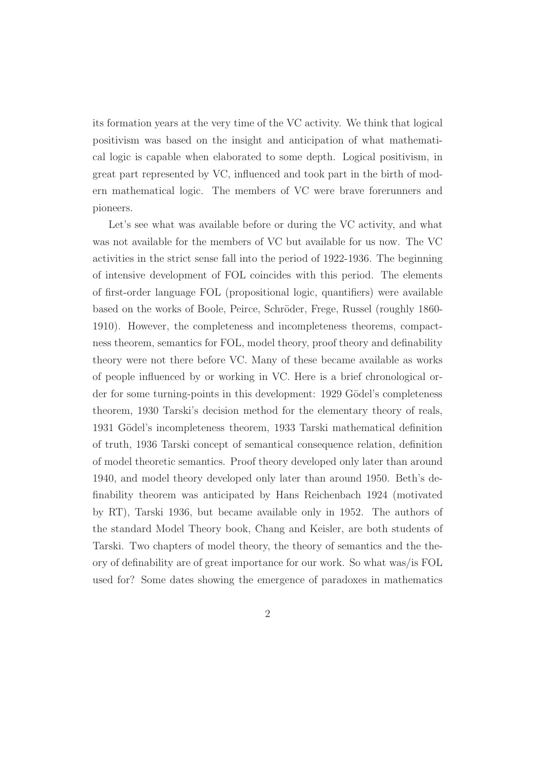its formation years at the very time of the VC activity. We think that logical positivism was based on the insight and anticipation of what mathematical logic is capable when elaborated to some depth. Logical positivism, in great part represented by VC, influenced and took part in the birth of modern mathematical logic. The members of VC were brave forerunners and pioneers.

Let's see what was available before or during the VC activity, and what was not available for the members of VC but available for us now. The VC activities in the strict sense fall into the period of 1922-1936. The beginning of intensive development of FOL coincides with this period. The elements of first-order language FOL (propositional logic, quantifiers) were available based on the works of Boole, Peirce, Schröder, Frege, Russel (roughly 1860-1910). However, the completeness and incompleteness theorems, compactness theorem, semantics for FOL, model theory, proof theory and definability theory were not there before VC. Many of these became available as works of people influenced by or working in VC. Here is a brief chronological order for some turning-points in this development: 1929 Gödel's completeness theorem, 1930 Tarski's decision method for the elementary theory of reals, 1931 Gödel's incompleteness theorem, 1933 Tarski mathematical definition of truth, 1936 Tarski concept of semantical consequence relation, definition of model theoretic semantics. Proof theory developed only later than around 1940, and model theory developed only later than around 1950. Beth's definability theorem was anticipated by Hans Reichenbach 1924 (motivated by RT), Tarski 1936, but became available only in 1952. The authors of the standard Model Theory book, Chang and Keisler, are both students of Tarski. Two chapters of model theory, the theory of semantics and the theory of definability are of great importance for our work. So what was/is FOL used for? Some dates showing the emergence of paradoxes in mathematics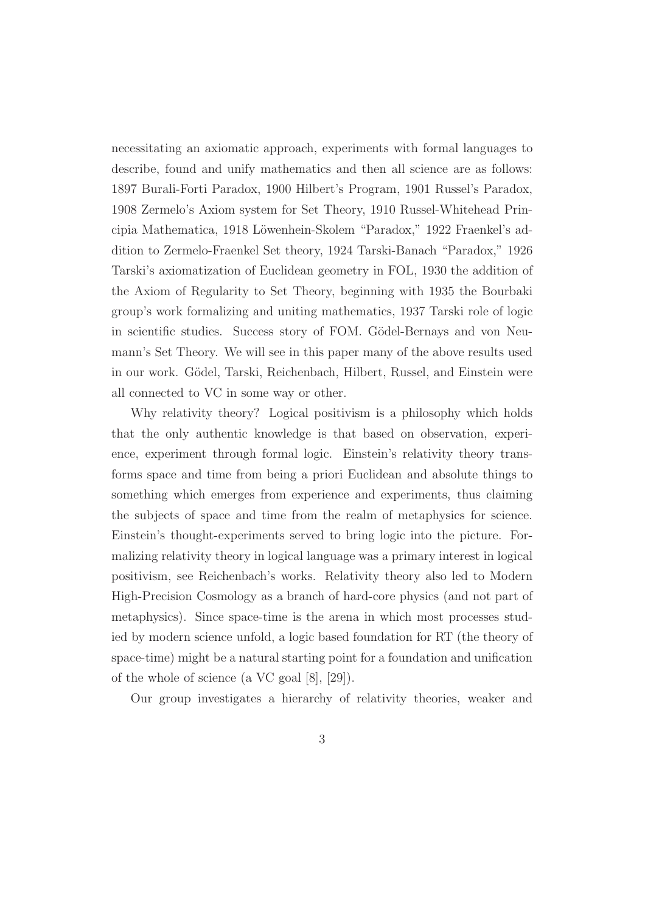necessitating an axiomatic approach, experiments with formal languages to describe, found and unify mathematics and then all science are as follows: 1897 Burali-Forti Paradox, 1900 Hilbert's Program, 1901 Russel's Paradox, 1908 Zermelo's Axiom system for Set Theory, 1910 Russel-Whitehead Principia Mathematica, 1918 Löwenhein-Skolem "Paradox," 1922 Fraenkel's addition to Zermelo-Fraenkel Set theory, 1924 Tarski-Banach "Paradox," 1926 Tarski's axiomatization of Euclidean geometry in FOL, 1930 the addition of the Axiom of Regularity to Set Theory, beginning with 1935 the Bourbaki group's work formalizing and uniting mathematics, 1937 Tarski role of logic in scientific studies. Success story of FOM. Gödel-Bernays and von Neumann's Set Theory. We will see in this paper many of the above results used in our work. Gödel, Tarski, Reichenbach, Hilbert, Russel, and Einstein were all connected to VC in some way or other.

Why relativity theory? Logical positivism is a philosophy which holds that the only authentic knowledge is that based on observation, experience, experiment through formal logic. Einstein's relativity theory transforms space and time from being a priori Euclidean and absolute things to something which emerges from experience and experiments, thus claiming the subjects of space and time from the realm of metaphysics for science. Einstein's thought-experiments served to bring logic into the picture. Formalizing relativity theory in logical language was a primary interest in logical positivism, see Reichenbach's works. Relativity theory also led to Modern High-Precision Cosmology as a branch of hard-core physics (and not part of metaphysics). Since space-time is the arena in which most processes studied by modern science unfold, a logic based foundation for RT (the theory of space-time) might be a natural starting point for a foundation and unification of the whole of science (a VC goal [8], [29]).

Our group investigates a hierarchy of relativity theories, weaker and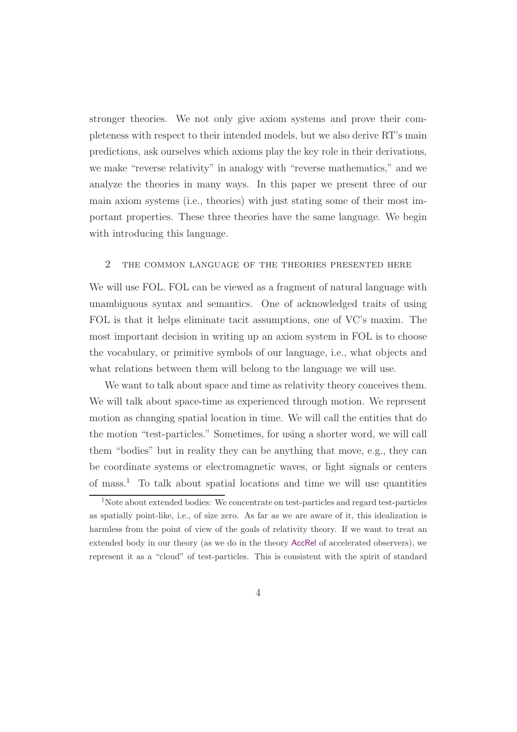stronger theories. We not only give axiom systems and prove their completeness with respect to their intended models, but we also derive RT's main predictions, ask ourselves which axioms play the key role in their derivations, we make "reverse relativity" in analogy with "reverse mathematics," and we analyze the theories in many ways. In this paper we present three of our main axiom systems (i.e., theories) with just stating some of their most important properties. These three theories have the same language. We begin with introducing this language.

## 2 THE COMMON LANGUAGE OF THE THEORIES PRESENTED HERE

We will use FOL. FOL can be viewed as a fragment of natural language with unambiguous syntax and semantics. One of acknowledged traits of using FOL is that it helps eliminate tacit assumptions, one of VC's maxim. The most important decision in writing up an axiom system in FOL is to choose the vocabulary, or primitive symbols of our language, i.e., what objects and what relations between them will belong to the language we will use.

We want to talk about space and time as relativity theory conceives them. We will talk about space-time as experienced through motion. We represent motion as changing spatial location in time. We will call the entities that do the motion "test-particles." Sometimes, for using a shorter word, we will call them "bodies" but in reality they can be anything that move, e.g., they can be coordinate systems or electromagnetic waves, or light signals or centers of mass.[1] To talk about spatial locations and time we will use quantities

[1] Note about extended bodies: We concentrate on test-particles and regard test-particles as spatially point-like, i.e., of size zero. As far as we are aware of it, this idealization is harmless from the point of view of the goals of relativity theory. If we want to treat an extended body in our theory (as we do in the theory AccRel of accelerated observers), we represent it as a "cloud" of test-particles. This is consistent with the spirit of standard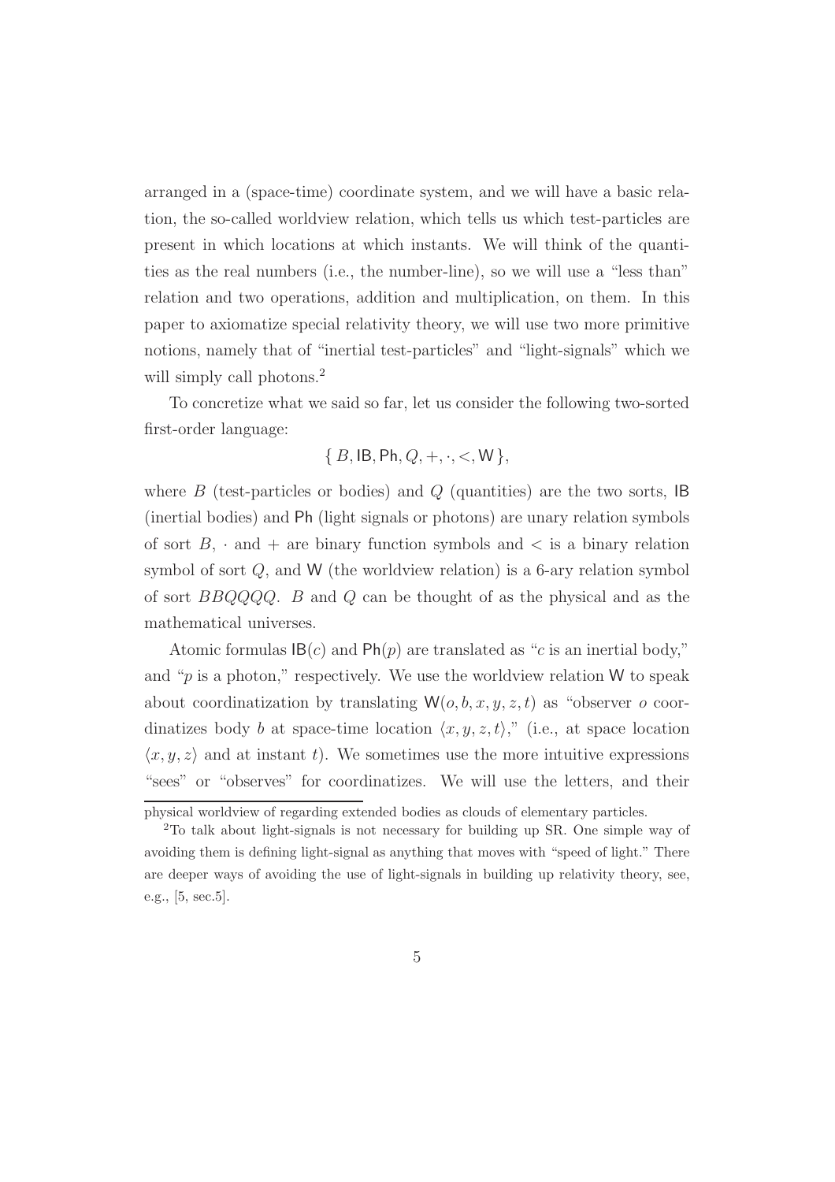arranged in a (space-time) coordinate system, and we will have a basic relation, the so-called worldview relation, which tells us which test-particles are present in which locations at which instants. We will think of the quantities as the real numbers (i.e., the number-line), so we will use a "less than" relation and two operations, addition and multiplication, on them. In this paper to axiomatize special relativity theory, we will use two more primitive notions, namely that of "inertial test-particles" and "light-signals" which we will simply call photons.[2]

To concretize what we said so far, let us consider the following two-sorted first-order language:

$$\{\, B, \mathsf{IB}, \mathsf{Ph}, Q, +, \cdot, <, \mathsf{W} \,\},$$

where $B$ (test-particles or bodies) and $Q$ (quantities) are the two sorts, $\mathsf{IB}$ (inertial bodies) and $\mathsf{Ph}$ (light signals or photons) are unary relation symbols of sort $B$, $\cdot$ and $+$ are binary function symbols and $<$ is a binary relation symbol of sort $Q$, and $\mathsf{W}$ (the worldview relation) is a 6-ary relation symbol of sort $BBQQQQ$. $B$ and $Q$ can be thought of as the physical and as the mathematical universes.

Atomic formulas $\mathsf{IB}(c)$ and $\mathsf{Ph}(p)$ are translated as "$c$ is an inertial body," and "$p$ is a photon," respectively. We use the worldview relation $\mathsf{W}$ to speak about coordinatization by translating $\mathsf{W}(o, b, x, y, z, t)$ as "observer $o$ coordinatizes body $b$ at space-time location $\langle x, y, z, t\rangle$," (i.e., at space location $\langle x, y, z\rangle$ and at instant $t$). We sometimes use the more intuitive expressions "sees" or "observes" for coordinatizes. We will use the letters, and their

---

physical worldview of regarding extended bodies as clouds of elementary particles.

[2] To talk about light-signals is not necessary for building up SR. One simple way of avoiding them is defining light-signal as anything that moves with "speed of light." There are deeper ways of avoiding the use of light-signals in building up relativity theory, see, e.g., [5, sec.5].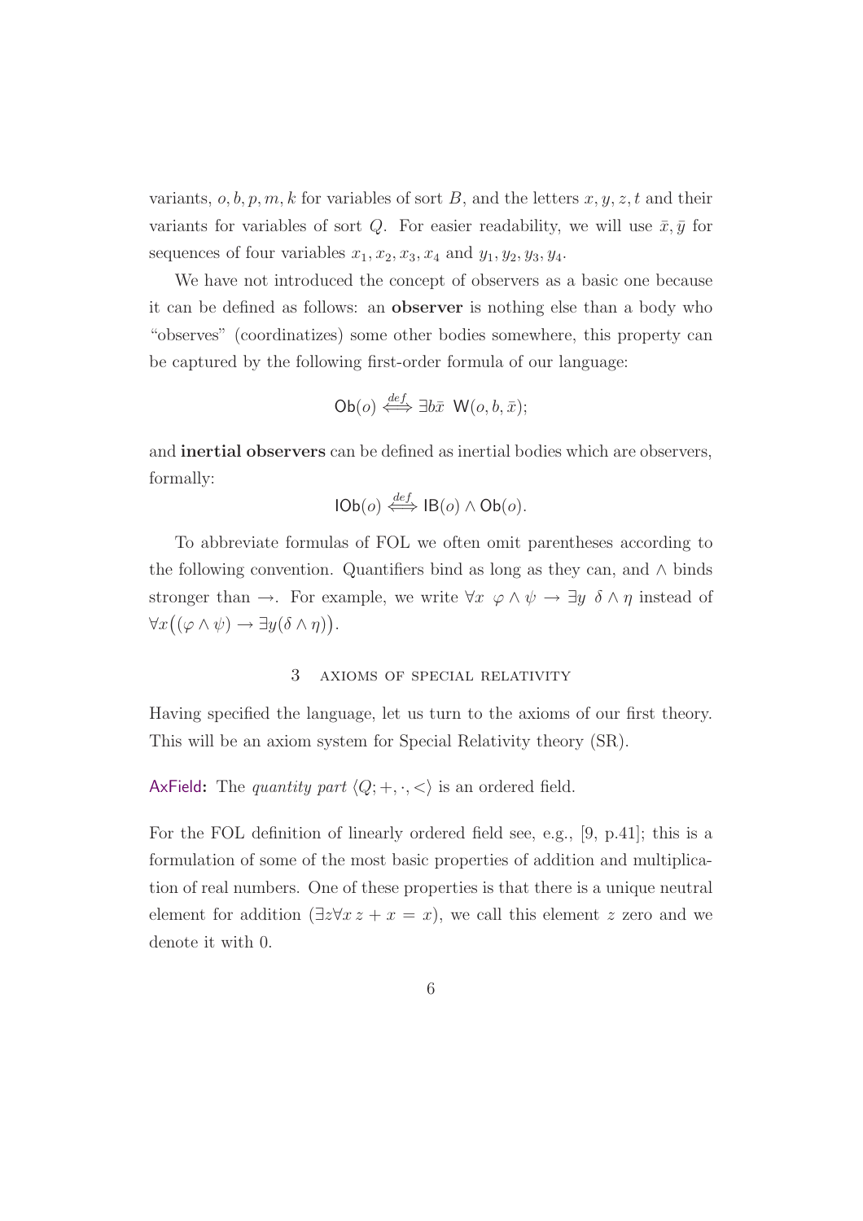variants, $o, b, p, m, k$ for variables of sort $B$, and the letters $x, y, z, t$ and their variants for variables of sort $Q$. For easier readability, we will use $\bar{x}, \bar{y}$ for sequences of four variables $x_1, x_2, x_3, x_4$ and $y_1, y_2, y_3, y_4$.

We have not introduced the concept of observers as a basic one because it can be defined as follows: an **observer** is nothing else than a body who "observes" (coordinatizes) some other bodies somewhere, this property can be captured by the following first-order formula of our language:

$$\mathsf{Ob}(o) \stackrel{def}{\Longleftrightarrow} \exists b \bar{x} \ \ \mathsf{W}(o, b, \bar{x});$$

and **inertial observers** can be defined as inertial bodies which are observers, formally:

$$\mathsf{IOb}(o) \stackrel{def}{\Longleftrightarrow} \mathsf{IB}(o) \wedge \mathsf{Ob}(o).$$

To abbreviate formulas of FOL we often omit parentheses according to the following convention. Quantifiers bind as long as they can, and $\wedge$ binds stronger than $\rightarrow$. For example, we write $\forall x \ \ \varphi \wedge \psi \rightarrow \exists y \ \ \delta \wedge \eta$ instead of $\forall x\big((\varphi \wedge \psi) \rightarrow \exists y(\delta \wedge \eta)\big)$.

## 3 Axioms of special relativity

Having specified the language, let us turn to the axioms of our first theory. This will be an axiom system for Special Relativity theory (SR).

AxField**:** The *quantity part* $\langle Q; +, \cdot, < \rangle$ is an ordered field.

For the FOL definition of linearly ordered field see, e.g., [9, p.41]; this is a formulation of some of the most basic properties of addition and multiplication of real numbers. One of these properties is that there is a unique neutral element for addition ($\exists z \forall x \, z + x = x$), we call this element $z$ zero and we denote it with 0.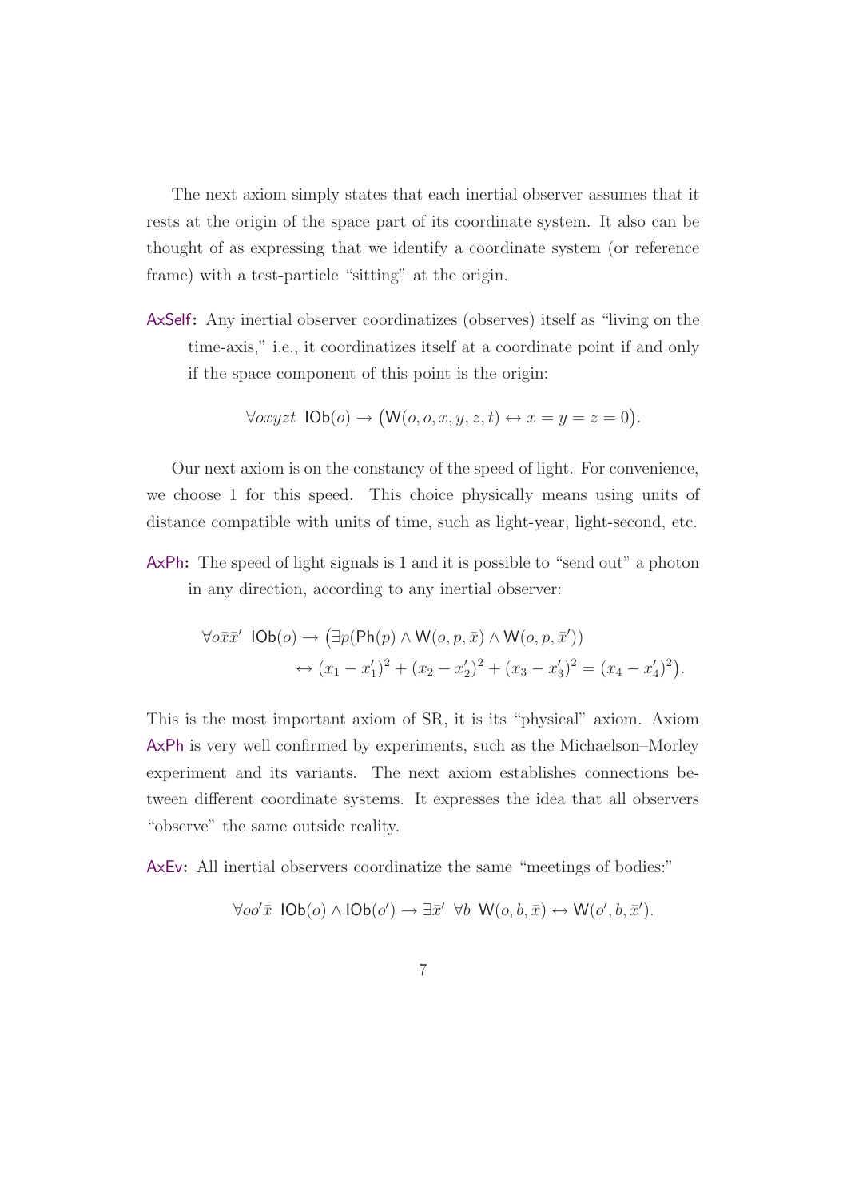The next axiom simply states that each inertial observer assumes that it rests at the origin of the space part of its coordinate system. It also can be thought of as expressing that we identify a coordinate system (or reference frame) with a test-particle "sitting" at the origin.

**AxSelf:** Any inertial observer coordinatizes (observes) itself as "living on the time-axis," i.e., it coordinatizes itself at a coordinate point if and only if the space component of this point is the origin:

$$\forall oxyzt \ \ \mathsf{IOb}(o) \rightarrow \big(\mathsf{W}(o,o,x,y,z,t) \leftrightarrow x = y = z = 0\big).$$

Our next axiom is on the constancy of the speed of light. For convenience, we choose 1 for this speed. This choice physically means using units of distance compatible with units of time, such as light-year, light-second, etc.

**AxPh:** The speed of light signals is 1 and it is possible to "send out" a photon in any direction, according to any inertial observer:

$$\begin{aligned}\forall o\bar{x}\bar{x}' \ \ \mathsf{IOb}(o) \rightarrow \big(&\exists p(\mathsf{Ph}(p) \wedge \mathsf{W}(o,p,\bar{x}) \wedge \mathsf{W}(o,p,\bar{x}')) \\ &\leftrightarrow (x_1 - x_1')^2 + (x_2 - x_2')^2 + (x_3 - x_3')^2 = (x_4 - x_4')^2\big).\end{aligned}$$

This is the most important axiom of SR, it is its "physical" axiom. Axiom AxPh is very well confirmed by experiments, such as the Michaelson–Morley experiment and its variants. The next axiom establishes connections between different coordinate systems. It expresses the idea that all observers "observe" the same outside reality.

**AxEv:** All inertial observers coordinatize the same "meetings of bodies:"

$$\forall oo'\bar{x} \ \ \mathsf{IOb}(o) \wedge \mathsf{IOb}(o') \rightarrow \exists \bar{x}' \ \ \forall b \ \ \mathsf{W}(o,b,\bar{x}) \leftrightarrow \mathsf{W}(o',b,\bar{x}').$$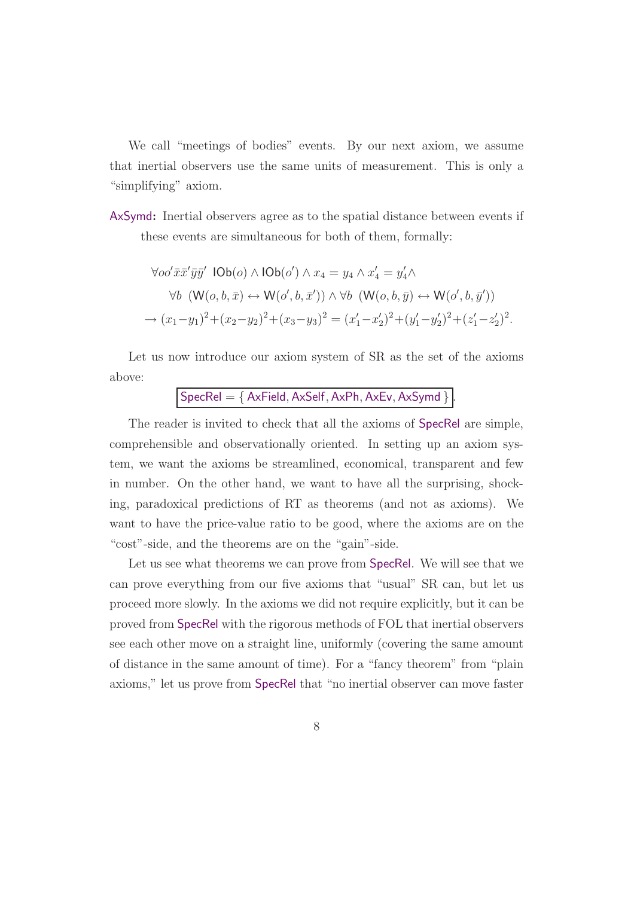We call "meetings of bodies" events. By our next axiom, we assume that inertial observers use the same units of measurement. This is only a "simplifying" axiom.

**AxSymd:** Inertial observers agree as to the spatial distance between events if these events are simultaneous for both of them, formally:

$$
\begin{aligned}
&\forall o o' \bar{x}\bar{x}'\bar{y}\bar{y}' \;\; \mathsf{IOb}(o) \land \mathsf{IOb}(o') \land x_4 = y_4 \land x'_4 = y'_4 \land \\
&\quad \forall b \;\; (\mathsf{W}(o,b,\bar{x}) \leftrightarrow \mathsf{W}(o',b,\bar{x}')) \land \forall b \;\; (\mathsf{W}(o,b,\bar{y}) \leftrightarrow \mathsf{W}(o',b,\bar{y}')) \\
&\rightarrow (x_1-y_1)^2+(x_2-y_2)^2+(x_3-y_3)^2 = (x'_1-x'_2)^2+(y'_1-y'_2)^2+(z'_1-z'_2)^2.
\end{aligned}
$$

Let us now introduce our axiom system of SR as the set of the axioms above:

$$
\boxed{\mathsf{SpecRel} = \{\, \mathsf{AxField}, \mathsf{AxSelf}, \mathsf{AxPh}, \mathsf{AxEv}, \mathsf{AxSymd} \,\}}.
$$

The reader is invited to check that all the axioms of SpecRel are simple, comprehensible and observationally oriented. In setting up an axiom system, we want the axioms be streamlined, economical, transparent and few in number. On the other hand, we want to have all the surprising, shocking, paradoxical predictions of RT as theorems (and not as axioms). We want to have the price-value ratio to be good, where the axioms are on the "cost"-side, and the theorems are on the "gain"-side.

Let us see what theorems we can prove from SpecRel. We will see that we can prove everything from our five axioms that "usual" SR can, but let us proceed more slowly. In the axioms we did not require explicitly, but it can be proved from SpecRel with the rigorous methods of FOL that inertial observers see each other move on a straight line, uniformly (covering the same amount of distance in the same amount of time). For a "fancy theorem" from "plain axioms," let us prove from SpecRel that "no inertial observer can move faster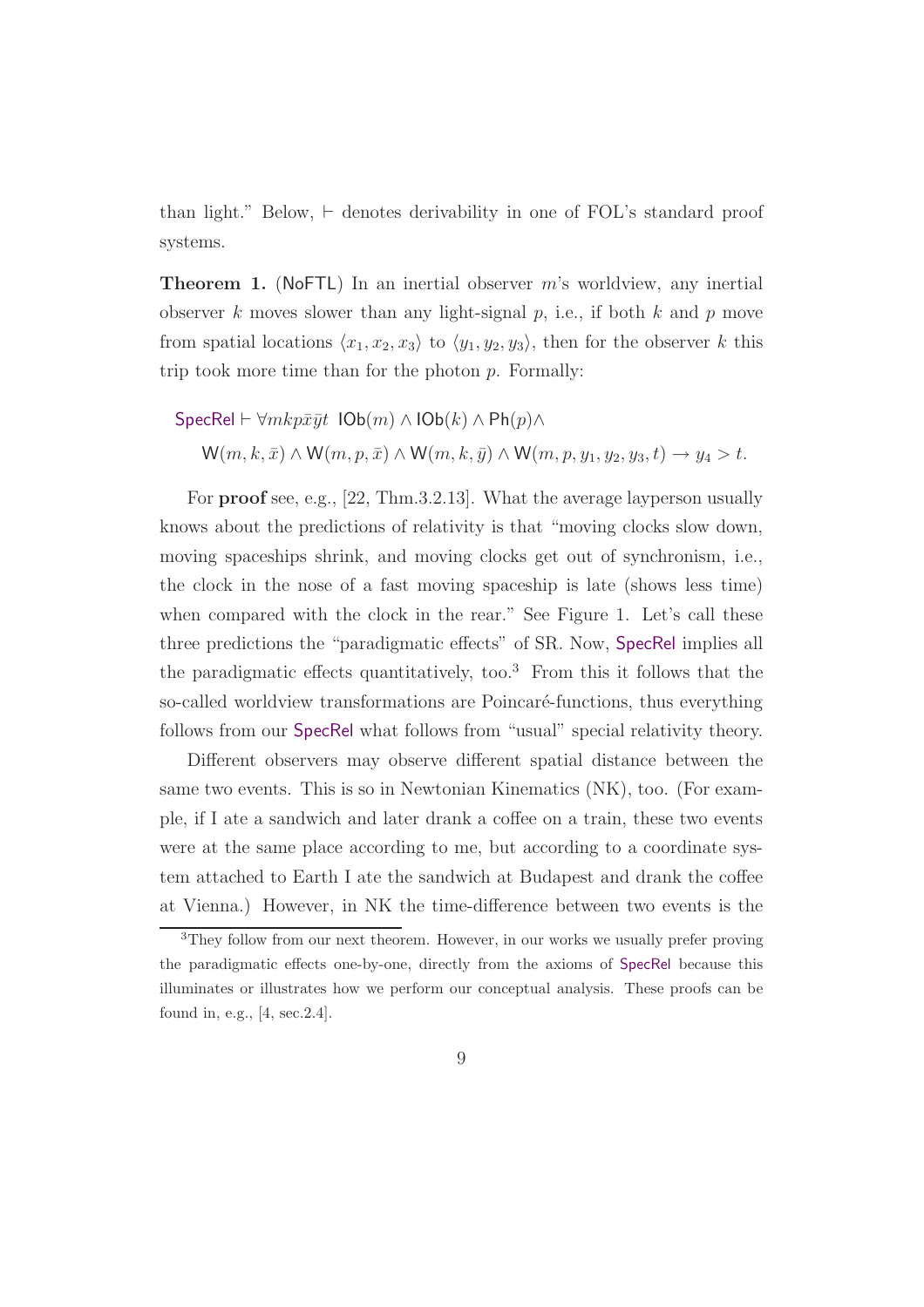than light." Below, $\vdash$ denotes derivability in one of FOL's standard proof systems.

**Theorem 1.** (NoFTL) In an inertial observer $m$'s worldview, any inertial observer $k$ moves slower than any light-signal $p$, i.e., if both $k$ and $p$ move from spatial locations $\langle x_1, x_2, x_3\rangle$ to $\langle y_1, y_2, y_3\rangle$, then for the observer $k$ this trip took more time than for the photon $p$. Formally:

$$\mathsf{SpecRel} \vdash \forall mkp\bar{x}\bar{y}t \;\; \mathsf{IOb}(m) \wedge \mathsf{IOb}(k) \wedge \mathsf{Ph}(p) \wedge$$
$$\mathsf{W}(m,k,\bar{x}) \wedge \mathsf{W}(m,p,\bar{x}) \wedge \mathsf{W}(m,k,\bar{y}) \wedge \mathsf{W}(m,p,y_1,y_2,y_3,t) \rightarrow y_4 > t.$$

For **proof** see, e.g., [22, Thm.3.2.13]. What the average layperson usually knows about the predictions of relativity is that "moving clocks slow down, moving spaceships shrink, and moving clocks get out of synchronism, i.e., the clock in the nose of a fast moving spaceship is late (shows less time) when compared with the clock in the rear." See Figure 1. Let's call these three predictions the "paradigmatic effects" of SR. Now, SpecRel implies all the paradigmatic effects quantitatively, too.[3] From this it follows that the so-called worldview transformations are Poincaré-functions, thus everything follows from our SpecRel what follows from "usual" special relativity theory.

Different observers may observe different spatial distance between the same two events. This is so in Newtonian Kinematics (NK), too. (For example, if I ate a sandwich and later drank a coffee on a train, these two events were at the same place according to me, but according to a coordinate system attached to Earth I ate the sandwich at Budapest and drank the coffee at Vienna.) However, in NK the time-difference between two events is the

[3] They follow from our next theorem. However, in our works we usually prefer proving the paradigmatic effects one-by-one, directly from the axioms of SpecRel because this illuminates or illustrates how we perform our conceptual analysis. These proofs can be found in, e.g., [4, sec.2.4].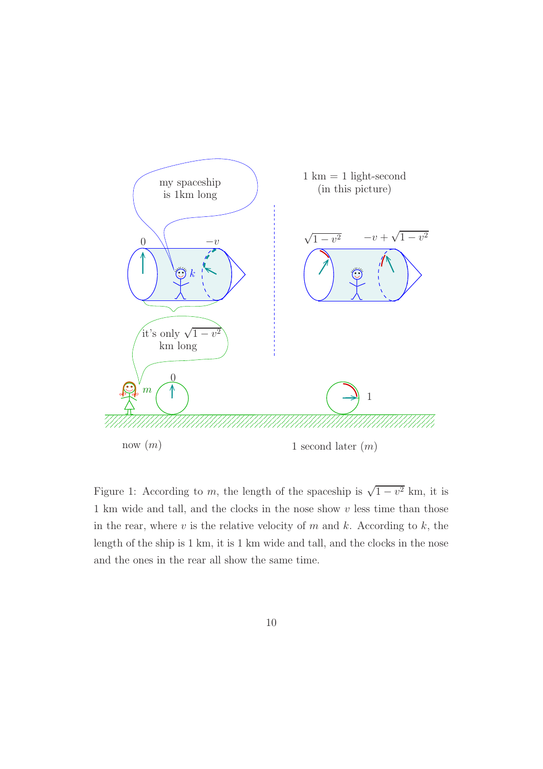Figure 1: According to $m$, the length of the spaceship is $\sqrt{1-v^2}$ km, it is 1 km wide and tall, and the clocks in the nose show $v$ less time than those in the rear, where $v$ is the relative velocity of $m$ and $k$. According to $k$, the length of the ship is 1 km, it is 1 km wide and tall, and the clocks in the nose and the ones in the rear all show the same time.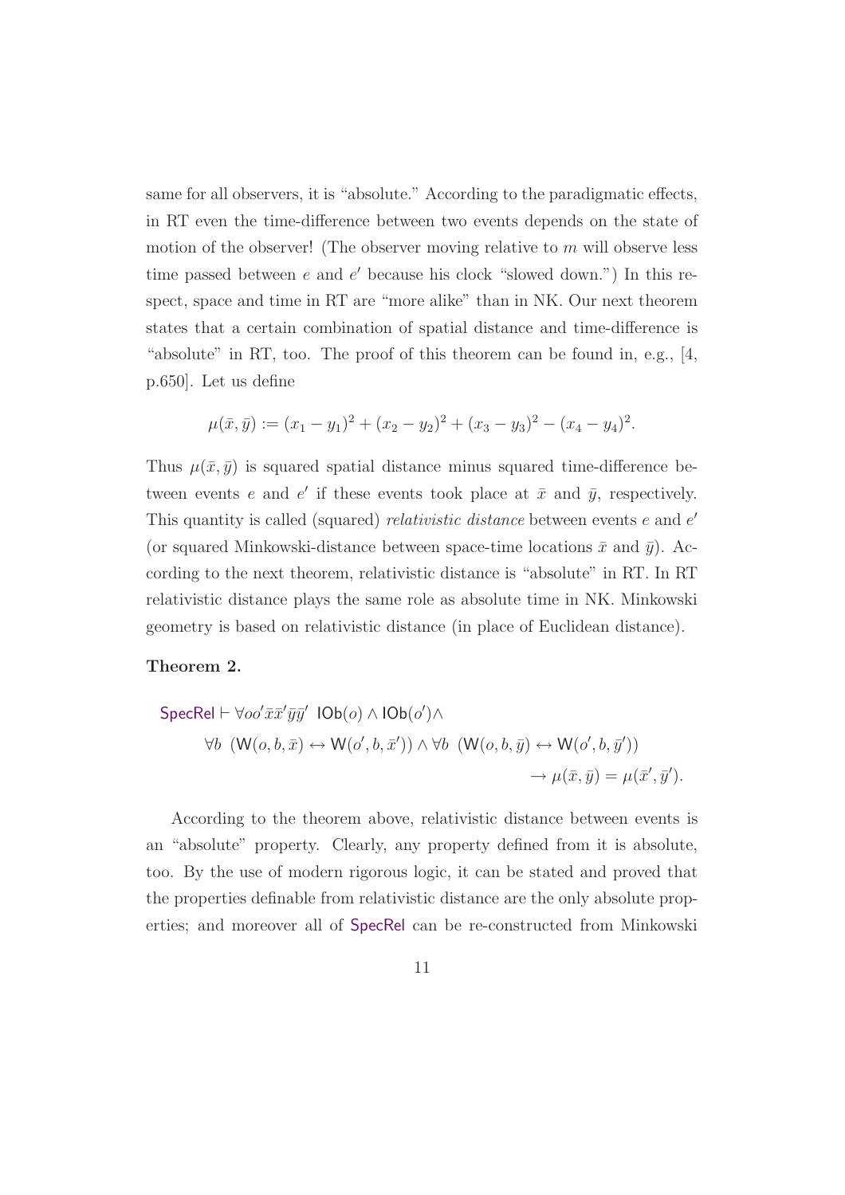same for all observers, it is "absolute." According to the paradigmatic effects, in RT even the time-difference between two events depends on the state of motion of the observer! (The observer moving relative to $m$ will observe less time passed between $e$ and $e'$ because his clock "slowed down.") In this respect, space and time in RT are "more alike" than in NK. Our next theorem states that a certain combination of spatial distance and time-difference is "absolute" in RT, too. The proof of this theorem can be found in, e.g., [4, p.650]. Let us define

$$\mu(\bar{x}, \bar{y}) := (x_1 - y_1)^2 + (x_2 - y_2)^2 + (x_3 - y_3)^2 - (x_4 - y_4)^2.$$

Thus $\mu(\bar{x}, \bar{y})$ is squared spatial distance minus squared time-difference between events $e$ and $e'$ if these events took place at $\bar{x}$ and $\bar{y}$, respectively. This quantity is called (squared) *relativistic distance* between events $e$ and $e'$ (or squared Minkowski-distance between space-time locations $\bar{x}$ and $\bar{y}$). According to the next theorem, relativistic distance is "absolute" in RT. In RT relativistic distance plays the same role as absolute time in NK. Minkowski geometry is based on relativistic distance (in place of Euclidean distance).

**Theorem 2.**

$$\begin{aligned} \mathsf{SpecRel} \vdash \forall o o' \bar{x} \bar{x}' \bar{y} \bar{y}' \ \ & \mathsf{IOb}(o) \land \mathsf{IOb}(o') \land \\ & \forall b \ \ (\mathsf{W}(o, b, \bar{x}) \leftrightarrow \mathsf{W}(o', b, \bar{x}')) \land \forall b \ \ (\mathsf{W}(o, b, \bar{y}) \leftrightarrow \mathsf{W}(o', b, \bar{y}')) \\ & \rightarrow \mu(\bar{x}, \bar{y}) = \mu(\bar{x}', \bar{y}'). \end{aligned}$$

According to the theorem above, relativistic distance between events is an "absolute" property. Clearly, any property defined from it is absolute, too. By the use of modern rigorous logic, it can be stated and proved that the properties definable from relativistic distance are the only absolute properties; and moreover all of SpecRel can be re-constructed from Minkowski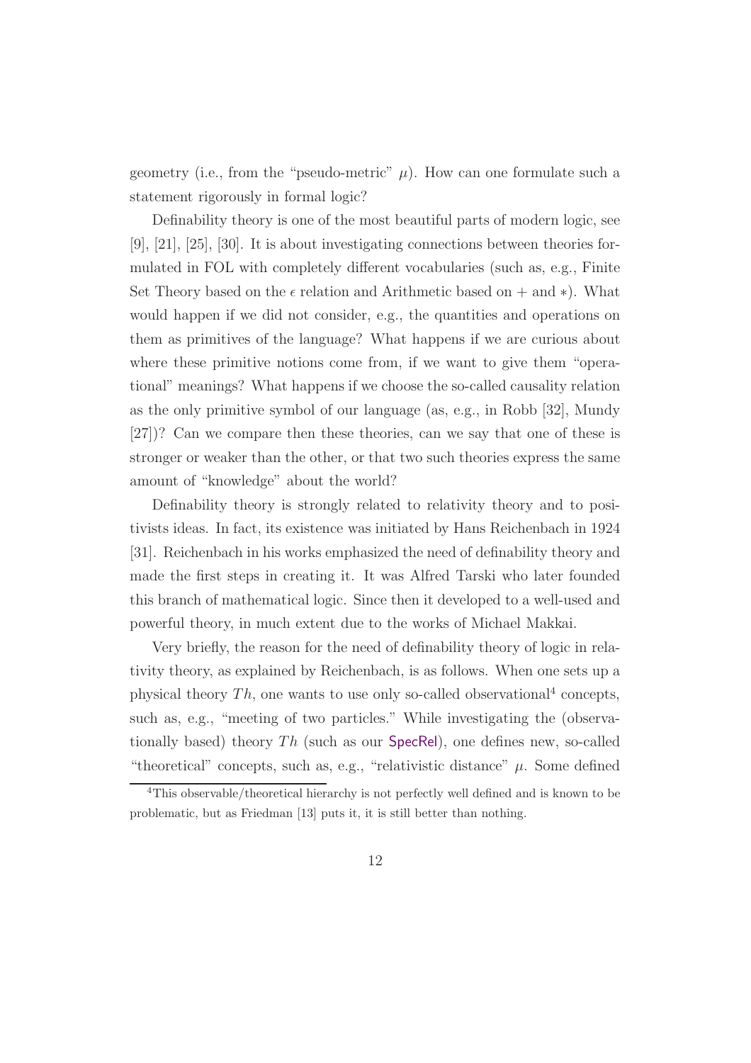geometry (i.e., from the "pseudo-metric" $\mu$). How can one formulate such a statement rigorously in formal logic?

Definability theory is one of the most beautiful parts of modern logic, see [9], [21], [25], [30]. It is about investigating connections between theories formulated in FOL with completely different vocabularies (such as, e.g., Finite Set Theory based on the $\epsilon$ relation and Arithmetic based on $+$ and $*$). What would happen if we did not consider, e.g., the quantities and operations on them as primitives of the language? What happens if we are curious about where these primitive notions come from, if we want to give them "operational" meanings? What happens if we choose the so-called causality relation as the only primitive symbol of our language (as, e.g., in Robb [32], Mundy [27])? Can we compare then these theories, can we say that one of these is stronger or weaker than the other, or that two such theories express the same amount of "knowledge" about the world?

Definability theory is strongly related to relativity theory and to positivists ideas. In fact, its existence was initiated by Hans Reichenbach in 1924 [31]. Reichenbach in his works emphasized the need of definability theory and made the first steps in creating it. It was Alfred Tarski who later founded this branch of mathematical logic. Since then it developed to a well-used and powerful theory, in much extent due to the works of Michael Makkai.

Very briefly, the reason for the need of definability theory of logic in relativity theory, as explained by Reichenbach, is as follows. When one sets up a physical theory $Th$, one wants to use only so-called observational[4] concepts, such as, e.g., "meeting of two particles." While investigating the (observationally based) theory $Th$ (such as our SpecRel), one defines new, so-called "theoretical" concepts, such as, e.g., "relativistic distance" $\mu$. Some defined

[4]This observable/theoretical hierarchy is not perfectly well defined and is known to be problematic, but as Friedman [13] puts it, it is still better than nothing.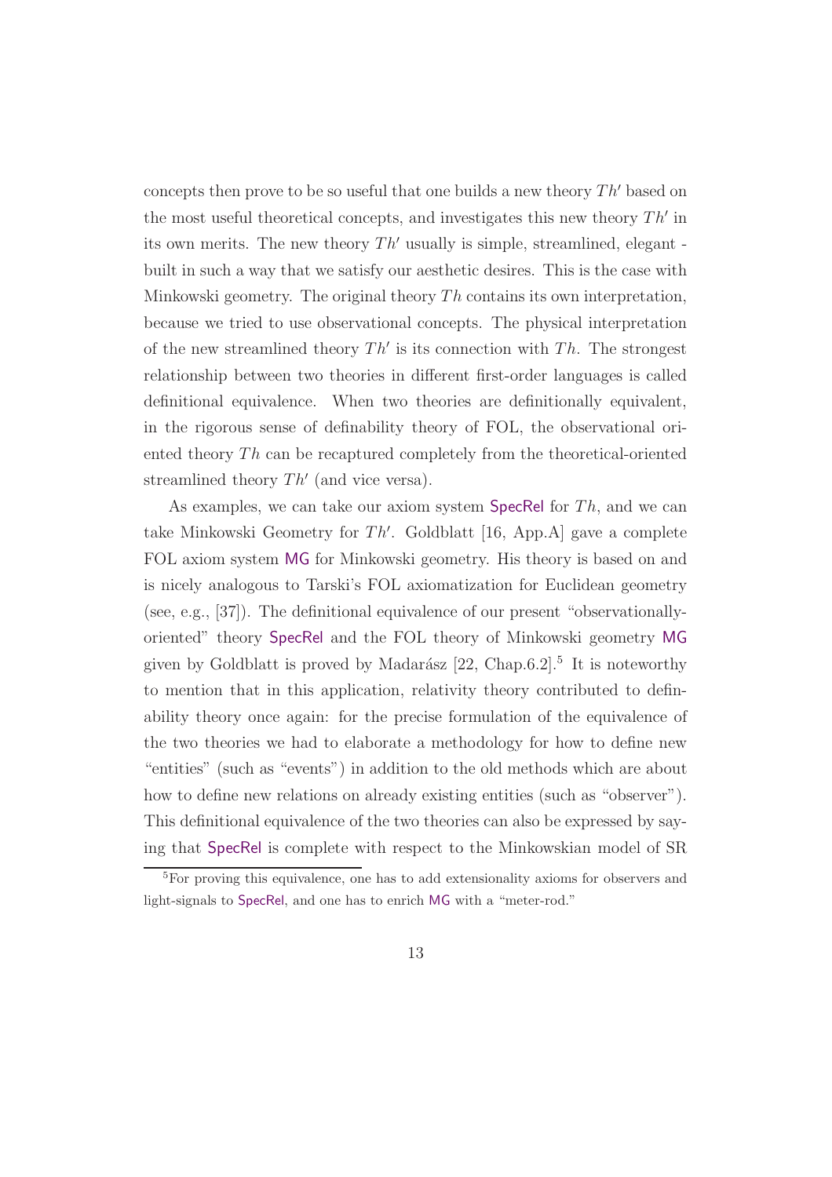concepts then prove to be so useful that one builds a new theory $Th'$ based on the most useful theoretical concepts, and investigates this new theory $Th'$ in its own merits. The new theory $Th'$ usually is simple, streamlined, elegant - built in such a way that we satisfy our aesthetic desires. This is the case with Minkowski geometry. The original theory $Th$ contains its own interpretation, because we tried to use observational concepts. The physical interpretation of the new streamlined theory $Th'$ is its connection with $Th$. The strongest relationship between two theories in different first-order languages is called definitional equivalence. When two theories are definitionally equivalent, in the rigorous sense of definability theory of FOL, the observational oriented theory $Th$ can be recaptured completely from the theoretical-oriented streamlined theory $Th'$ (and vice versa).

As examples, we can take our axiom system SpecRel for $Th$, and we can take Minkowski Geometry for $Th'$. Goldblatt [16, App.A] gave a complete FOL axiom system MG for Minkowski geometry. His theory is based on and is nicely analogous to Tarski's FOL axiomatization for Euclidean geometry (see, e.g., [37]). The definitional equivalence of our present "observationally-oriented" theory SpecRel and the FOL theory of Minkowski geometry MG given by Goldblatt is proved by Madarász [22, Chap.6.2].[5] It is noteworthy to mention that in this application, relativity theory contributed to definability theory once again: for the precise formulation of the equivalence of the two theories we had to elaborate a methodology for how to define new "entities" (such as "events") in addition to the old methods which are about how to define new relations on already existing entities (such as "observer"). This definitional equivalence of the two theories can also be expressed by saying that SpecRel is complete with respect to the Minkowskian model of SR

[5] For proving this equivalence, one has to add extensionality axioms for observers and light-signals to SpecRel, and one has to enrich MG with a "meter-rod."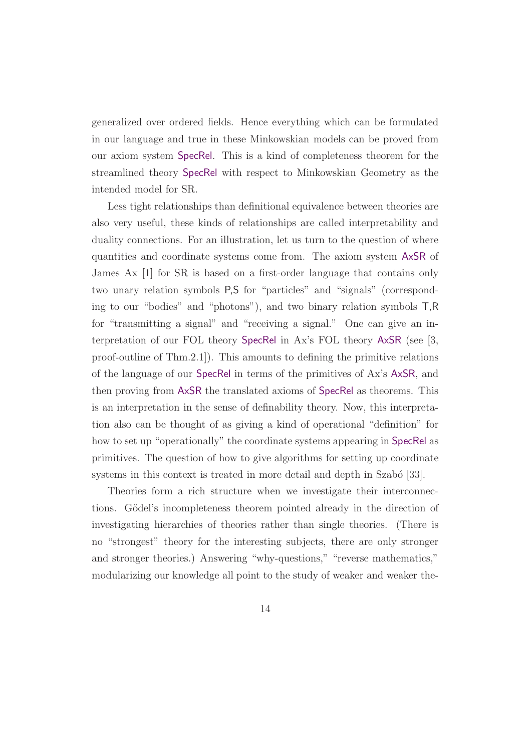generalized over ordered fields. Hence everything which can be formulated in our language and true in these Minkowskian models can be proved from our axiom system SpecRel. This is a kind of completeness theorem for the streamlined theory SpecRel with respect to Minkowskian Geometry as the intended model for SR.

Less tight relationships than definitional equivalence between theories are also very useful, these kinds of relationships are called interpretability and duality connections. For an illustration, let us turn to the question of where quantities and coordinate systems come from. The axiom system AxSR of James Ax [1] for SR is based on a first-order language that contains only two unary relation symbols P,S for "particles" and "signals" (corresponding to our "bodies" and "photons"), and two binary relation symbols T,R for "transmitting a signal" and "receiving a signal." One can give an interpretation of our FOL theory SpecRel in Ax's FOL theory AxSR (see [3, proof-outline of Thm.2.1]). This amounts to defining the primitive relations of the language of our SpecRel in terms of the primitives of Ax's AxSR, and then proving from AxSR the translated axioms of SpecRel as theorems. This is an interpretation in the sense of definability theory. Now, this interpretation also can be thought of as giving a kind of operational "definition" for how to set up "operationally" the coordinate systems appearing in SpecRel as primitives. The question of how to give algorithms for setting up coordinate systems in this context is treated in more detail and depth in Szabó [33].

Theories form a rich structure when we investigate their interconnections. Gödel's incompleteness theorem pointed already in the direction of investigating hierarchies of theories rather than single theories. (There is no "strongest" theory for the interesting subjects, there are only stronger and stronger theories.) Answering "why-questions," "reverse mathematics," modularizing our knowledge all point to the study of weaker and weaker the-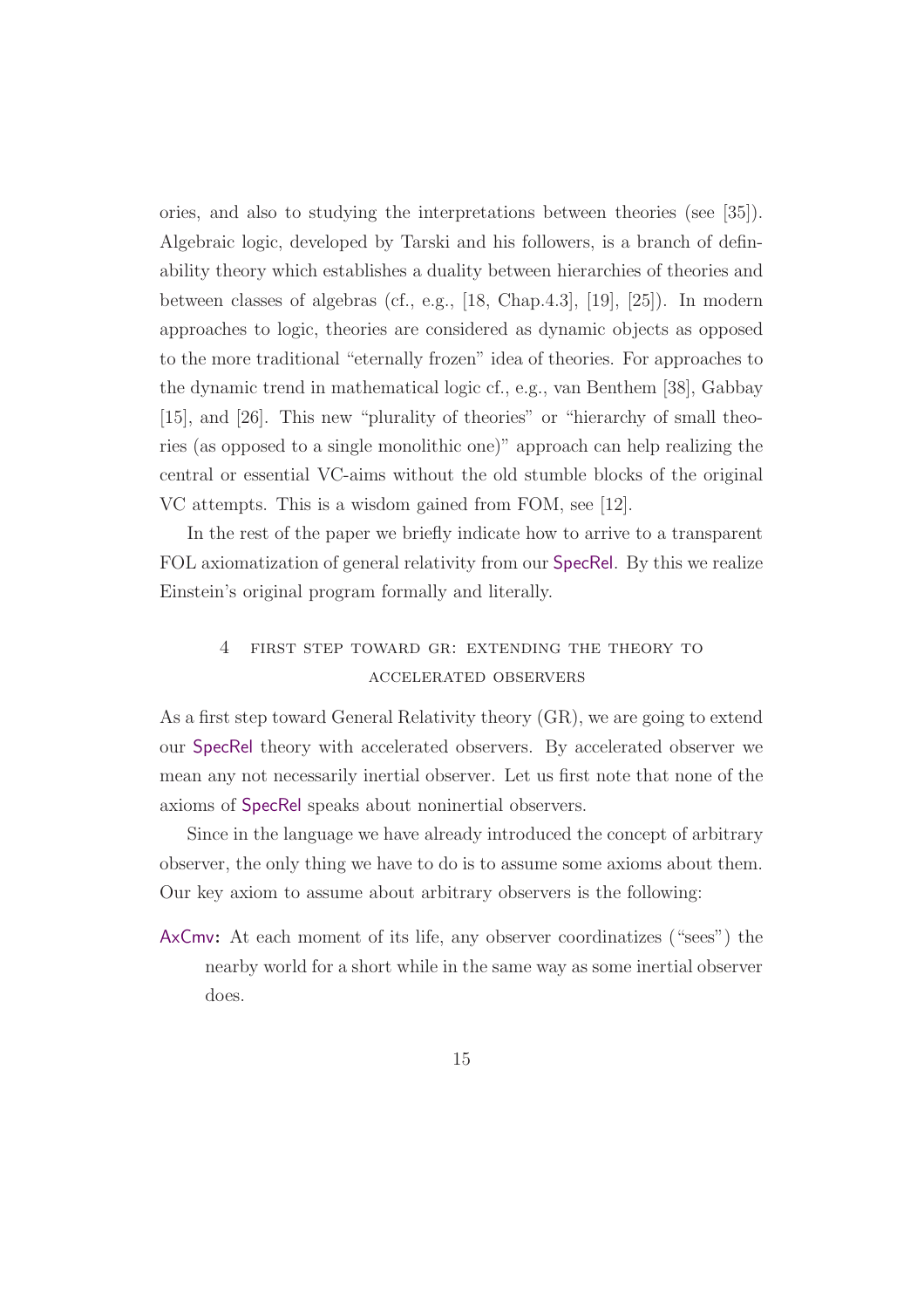ories, and also to studying the interpretations between theories (see [35]). Algebraic logic, developed by Tarski and his followers, is a branch of definability theory which establishes a duality between hierarchies of theories and between classes of algebras (cf., e.g., [18, Chap.4.3], [19], [25]). In modern approaches to logic, theories are considered as dynamic objects as opposed to the more traditional "eternally frozen" idea of theories. For approaches to the dynamic trend in mathematical logic cf., e.g., van Benthem [38], Gabbay [15], and [26]. This new "plurality of theories" or "hierarchy of small theories (as opposed to a single monolithic one)" approach can help realizing the central or essential VC-aims without the old stumble blocks of the original VC attempts. This is a wisdom gained from FOM, see [12].

In the rest of the paper we briefly indicate how to arrive to a transparent FOL axiomatization of general relativity from our SpecRel. By this we realize Einstein's original program formally and literally.

## 4 First step toward GR: extending the theory to accelerated observers

As a first step toward General Relativity theory (GR), we are going to extend our SpecRel theory with accelerated observers. By accelerated observer we mean any not necessarily inertial observer. Let us first note that none of the axioms of SpecRel speaks about noninertial observers.

Since in the language we have already introduced the concept of arbitrary observer, the only thing we have to do is to assume some axioms about them. Our key axiom to assume about arbitrary observers is the following:

**AxCmv:** At each moment of its life, any observer coordinatizes ("sees") the nearby world for a short while in the same way as some inertial observer does.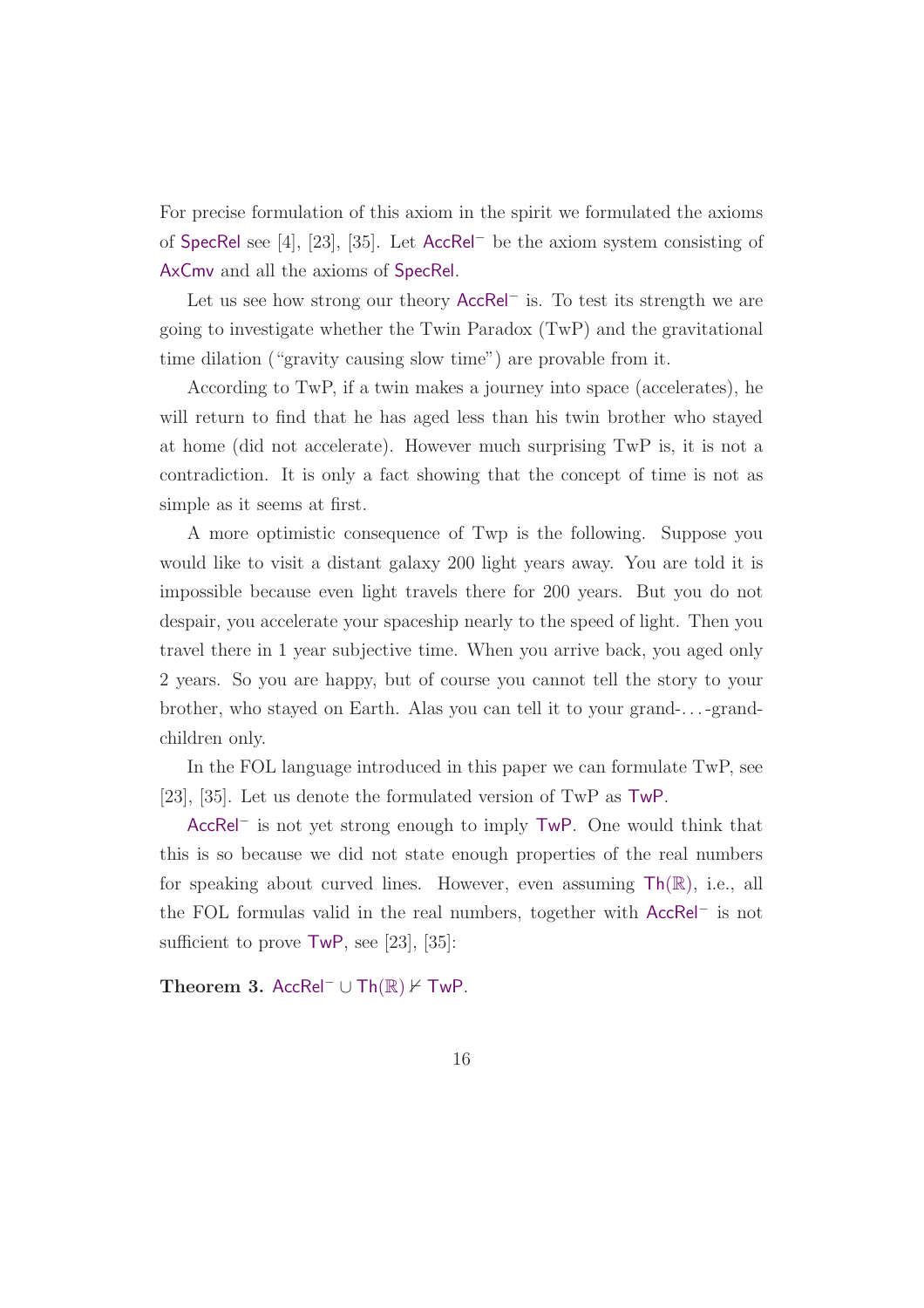For precise formulation of this axiom in the spirit we formulated the axioms of SpecRel see [4], [23], [35]. Let $\mathsf{AccRel}^-$ be the axiom system consisting of AxCmv and all the axioms of SpecRel.

Let us see how strong our theory $\mathsf{AccRel}^-$ is. To test its strength we are going to investigate whether the Twin Paradox (TwP) and the gravitational time dilation ("gravity causing slow time") are provable from it.

According to TwP, if a twin makes a journey into space (accelerates), he will return to find that he has aged less than his twin brother who stayed at home (did not accelerate). However much surprising TwP is, it is not a contradiction. It is only a fact showing that the concept of time is not as simple as it seems at first.

A more optimistic consequence of Twp is the following. Suppose you would like to visit a distant galaxy 200 light years away. You are told it is impossible because even light travels there for 200 years. But you do not despair, you accelerate your spaceship nearly to the speed of light. Then you travel there in 1 year subjective time. When you arrive back, you aged only 2 years. So you are happy, but of course you cannot tell the story to your brother, who stayed on Earth. Alas you can tell it to your grand-...-grand-children only.

In the FOL language introduced in this paper we can formulate TwP, see [23], [35]. Let us denote the formulated version of TwP as TwP.

$\mathsf{AccRel}^-$ is not yet strong enough to imply TwP. One would think that this is so because we did not state enough properties of the real numbers for speaking about curved lines. However, even assuming $\mathsf{Th}(\mathbb{R})$, i.e., all the FOL formulas valid in the real numbers, together with $\mathsf{AccRel}^-$ is not sufficient to prove TwP, see [23], [35]:

**Theorem 3.** $\mathsf{AccRel}^- \cup \mathsf{Th}(\mathbb{R}) \nvdash \mathsf{TwP}$.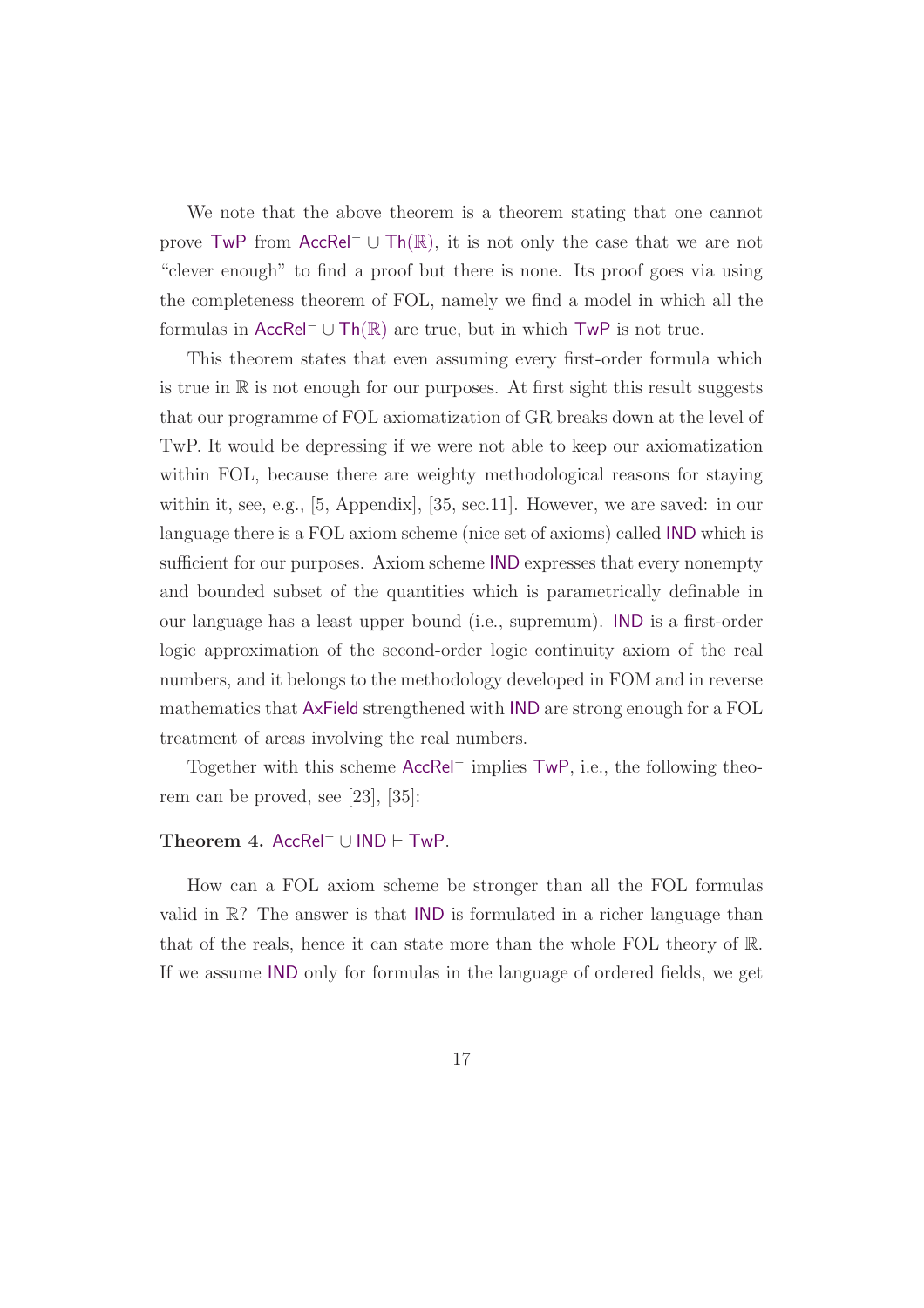We note that the above theorem is a theorem stating that one cannot prove TwP from $\mathsf{AccRel}^- \cup \mathsf{Th}(\mathbb{R})$, it is not only the case that we are not "clever enough" to find a proof but there is none. Its proof goes via using the completeness theorem of FOL, namely we find a model in which all the formulas in $\mathsf{AccRel}^- \cup \mathsf{Th}(\mathbb{R})$ are true, but in which TwP is not true.

This theorem states that even assuming every first-order formula which is true in $\mathbb{R}$ is not enough for our purposes. At first sight this result suggests that our programme of FOL axiomatization of GR breaks down at the level of TwP. It would be depressing if we were not able to keep our axiomatization within FOL, because there are weighty methodological reasons for staying within it, see, e.g., [5, Appendix], [35, sec.11]. However, we are saved: in our language there is a FOL axiom scheme (nice set of axioms) called IND which is sufficient for our purposes. Axiom scheme IND expresses that every nonempty and bounded subset of the quantities which is parametrically definable in our language has a least upper bound (i.e., supremum). IND is a first-order logic approximation of the second-order logic continuity axiom of the real numbers, and it belongs to the methodology developed in FOM and in reverse mathematics that AxField strengthened with IND are strong enough for a FOL treatment of areas involving the real numbers.

Together with this scheme $\mathsf{AccRel}^-$ implies TwP, i.e., the following theorem can be proved, see [23], [35]:

**Theorem 4.** $\mathsf{AccRel}^- \cup \mathsf{IND} \vdash \mathsf{TwP}$.

How can a FOL axiom scheme be stronger than all the FOL formulas valid in $\mathbb{R}$? The answer is that IND is formulated in a richer language than that of the reals, hence it can state more than the whole FOL theory of $\mathbb{R}$. If we assume IND only for formulas in the language of ordered fields, we get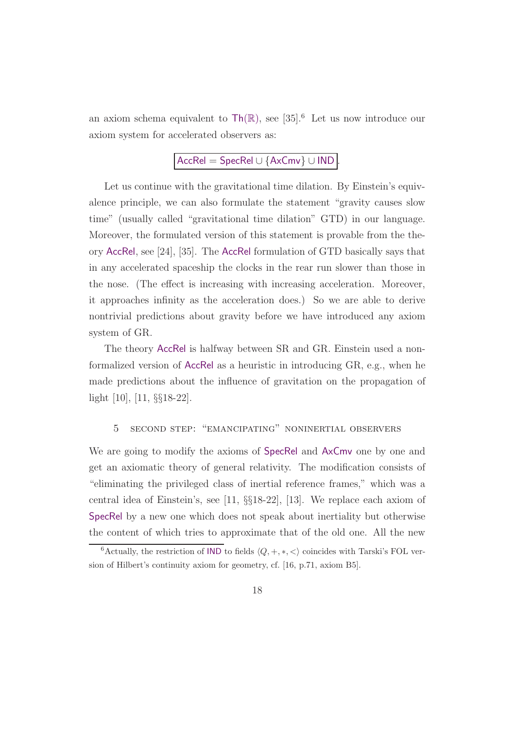an axiom schema equivalent to $\mathsf{Th}(\mathbb{R})$, see [35].[6] Let us now introduce our axiom system for accelerated observers as:

$$\boxed{\mathsf{AccRel} = \mathsf{SpecRel} \cup \{\mathsf{AxCmv}\} \cup \mathsf{IND}}.$$

Let us continue with the gravitational time dilation. By Einstein's equivalence principle, we can also formulate the statement "gravity causes slow time" (usually called "gravitational time dilation" GTD) in our language. Moreover, the formulated version of this statement is provable from the theory AccRel, see [24], [35]. The AccRel formulation of GTD basically says that in any accelerated spaceship the clocks in the rear run slower than those in the nose. (The effect is increasing with increasing acceleration. Moreover, it approaches infinity as the acceleration does.) So we are able to derive nontrivial predictions about gravity before we have introduced any axiom system of GR.

The theory AccRel is halfway between SR and GR. Einstein used a nonformalized version of AccRel as a heuristic in introducing GR, e.g., when he made predictions about the influence of gravitation on the propagation of light [10], [11, §§18-22].

## 5 Second step: "emancipating" noninertial observers

We are going to modify the axioms of SpecRel and AxCmv one by one and get an axiomatic theory of general relativity. The modification consists of "eliminating the privileged class of inertial reference frames," which was a central idea of Einstein's, see [11, §§18-22], [13]. We replace each axiom of SpecRel by a new one which does not speak about inertiality but otherwise the content of which tries to approximate that of the old one. All the new

[6] Actually, the restriction of IND to fields $\langle Q, +, *, < \rangle$ coincides with Tarski's FOL version of Hilbert's continuity axiom for geometry, cf. [16, p.71, axiom B5].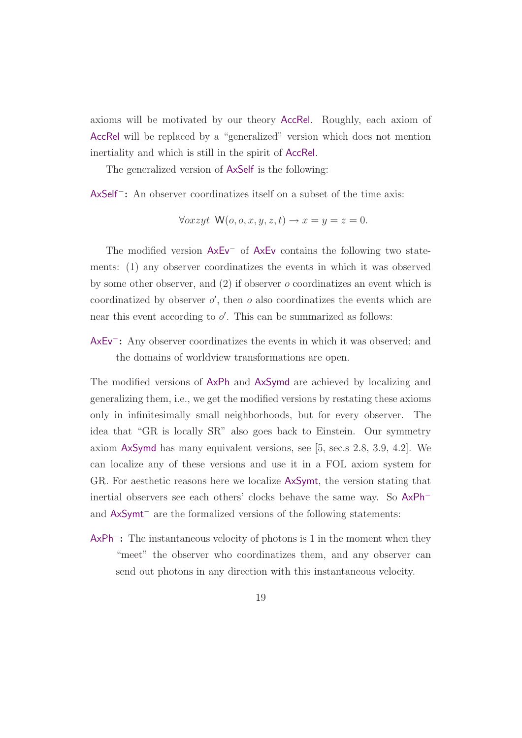axioms will be motivated by our theory AccRel. Roughly, each axiom of AccRel will be replaced by a "generalized" version which does not mention inertiality and which is still in the spirit of AccRel.

The generalized version of AxSelf is the following:

**AxSelf$^-$:** An observer coordinatizes itself on a subset of the time axis:

$$\forall oxzyt \;\; \mathsf{W}(o, o, x, y, z, t) \rightarrow x = y = z = 0.$$

The modified version AxEv$^-$ of AxEv contains the following two statements: (1) any observer coordinatizes the events in which it was observed by some other observer, and (2) if observer $o$ coordinatizes an event which is coordinatized by observer $o'$, then $o$ also coordinatizes the events which are near this event according to $o'$. This can be summarized as follows:

**AxEv$^-$:** Any observer coordinatizes the events in which it was observed; and the domains of worldview transformations are open.

The modified versions of AxPh and AxSymd are achieved by localizing and generalizing them, i.e., we get the modified versions by restating these axioms only in infinitesimally small neighborhoods, but for every observer. The idea that "GR is locally SR" also goes back to Einstein. Our symmetry axiom AxSymd has many equivalent versions, see [5, sec.s 2.8, 3.9, 4.2]. We can localize any of these versions and use it in a FOL axiom system for GR. For aesthetic reasons here we localize AxSymt, the version stating that inertial observers see each others' clocks behave the same way. So AxPh$^-$ and AxSymt$^-$ are the formalized versions of the following statements:

**AxPh$^-$:** The instantaneous velocity of photons is 1 in the moment when they "meet" the observer who coordinatizes them, and any observer can send out photons in any direction with this instantaneous velocity.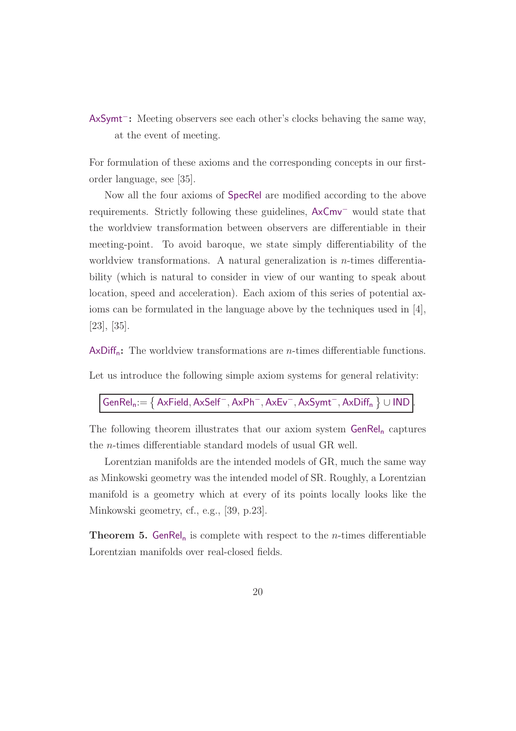AxSymt$^-$**:** Meeting observers see each other's clocks behaving the same way, at the event of meeting.

For formulation of these axioms and the corresponding concepts in our first-order language, see [35].

Now all the four axioms of SpecRel are modified according to the above requirements. Strictly following these guidelines, AxCmv$^-$ would state that the worldview transformation between observers are differentiable in their meeting-point. To avoid baroque, we state simply differentiability of the worldview transformations. A natural generalization is $n$-times differentiability (which is natural to consider in view of our wanting to speak about location, speed and acceleration). Each axiom of this series of potential axioms can be formulated in the language above by the techniques used in [4], [23], [35].

AxDiff$_n$**:** The worldview transformations are $n$-times differentiable functions.

Let us introduce the following simple axiom systems for general relativity:

$$\boxed{\mathsf{GenRel_n} := \left\{ \mathsf{AxField}, \mathsf{AxSelf}^-, \mathsf{AxPh}^-, \mathsf{AxEv}^-, \mathsf{AxSymt}^-, \mathsf{AxDiff_n} \right\} \cup \mathsf{IND}}.$$

The following theorem illustrates that our axiom system GenRel$_n$ captures the $n$-times differentiable standard models of usual GR well.

Lorentzian manifolds are the intended models of GR, much the same way as Minkowski geometry was the intended model of SR. Roughly, a Lorentzian manifold is a geometry which at every of its points locally looks like the Minkowski geometry, cf., e.g., [39, p.23].

**Theorem 5.** GenRel$_n$ is complete with respect to the $n$-times differentiable Lorentzian manifolds over real-closed fields.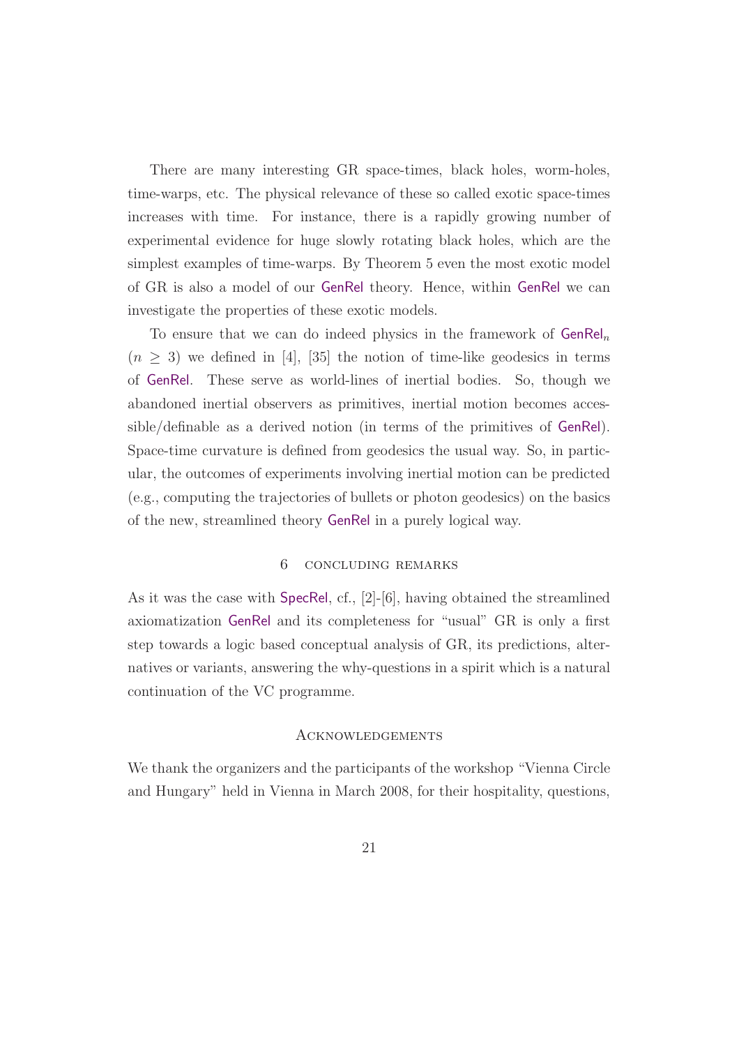There are many interesting GR space-times, black holes, worm-holes, time-warps, etc. The physical relevance of these so called exotic space-times increases with time. For instance, there is a rapidly growing number of experimental evidence for huge slowly rotating black holes, which are the simplest examples of time-warps. By Theorem 5 even the most exotic model of GR is also a model of our GenRel theory. Hence, within GenRel we can investigate the properties of these exotic models.

To ensure that we can do indeed physics in the framework of $\mathsf{GenRel}_n$ ($n \geq 3$) we defined in [4], [35] the notion of time-like geodesics in terms of GenRel. These serve as world-lines of inertial bodies. So, though we abandoned inertial observers as primitives, inertial motion becomes accessible/definable as a derived notion (in terms of the primitives of GenRel). Space-time curvature is defined from geodesics the usual way. So, in particular, the outcomes of experiments involving inertial motion can be predicted (e.g., computing the trajectories of bullets or photon geodesics) on the basics of the new, streamlined theory GenRel in a purely logical way.

## 6 Concluding remarks

As it was the case with SpecRel, cf., [2]-[6], having obtained the streamlined axiomatization GenRel and its completeness for "usual" GR is only a first step towards a logic based conceptual analysis of GR, its predictions, alternatives or variants, answering the why-questions in a spirit which is a natural continuation of the VC programme.

## Acknowledgements

We thank the organizers and the participants of the workshop "Vienna Circle and Hungary" held in Vienna in March 2008, for their hospitality, questions,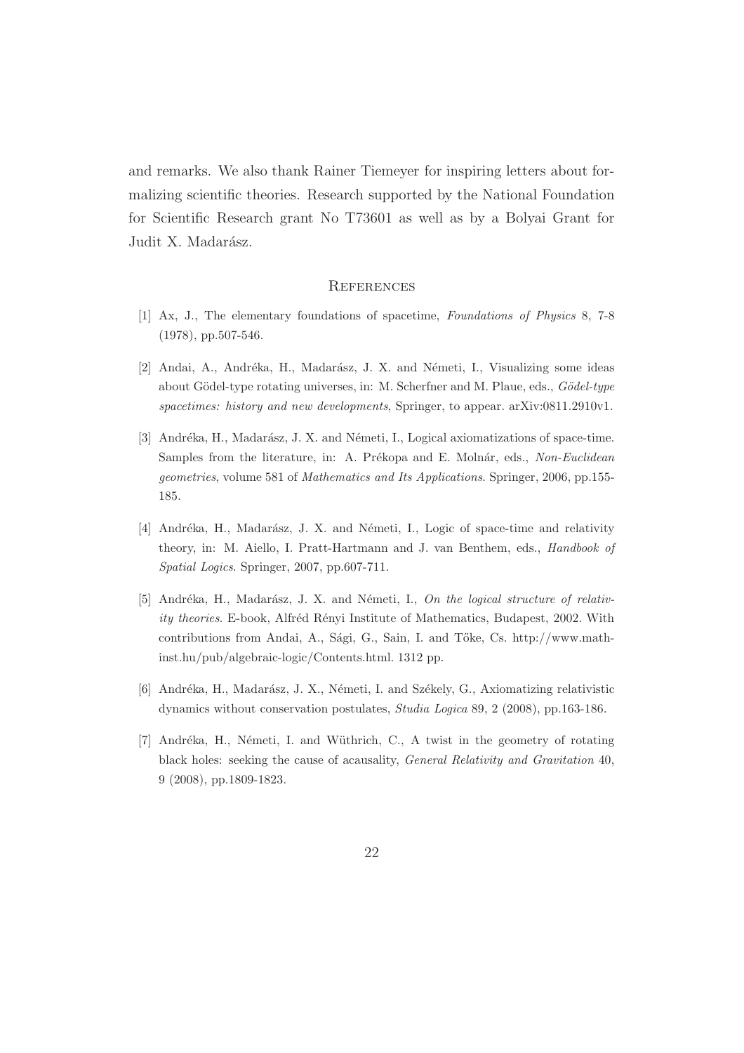and remarks. We also thank Rainer Tiemeyer for inspiring letters about formalizing scientific theories. Research supported by the National Foundation for Scientific Research grant No T73601 as well as by a Bolyai Grant for Judit X. Madarász.

## References

[1] Ax, J., The elementary foundations of spacetime, *Foundations of Physics* 8, 7-8 (1978), pp.507-546.

[2] Andai, A., Andréka, H., Madarász, J. X. and Németi, I., Visualizing some ideas about Gödel-type rotating universes, in: M. Scherfner and M. Plaue, eds., *Gödel-type spacetimes: history and new developments*, Springer, to appear. arXiv:0811.2910v1.

[3] Andréka, H., Madarász, J. X. and Németi, I., Logical axiomatizations of space-time. Samples from the literature, in: A. Prékopa and E. Molnár, eds., *Non-Euclidean geometries*, volume 581 of *Mathematics and Its Applications*. Springer, 2006, pp.155-185.

[4] Andréka, H., Madarász, J. X. and Németi, I., Logic of space-time and relativity theory, in: M. Aiello, I. Pratt-Hartmann and J. van Benthem, eds., *Handbook of Spatial Logics*. Springer, 2007, pp.607-711.

[5] Andréka, H., Madarász, J. X. and Németi, I., *On the logical structure of relativity theories*. E-book, Alfréd Rényi Institute of Mathematics, Budapest, 2002. With contributions from Andai, A., Sági, G., Sain, I. and Tőke, Cs. http://www.math-inst.hu/pub/algebraic-logic/Contents.html. 1312 pp.

[6] Andréka, H., Madarász, J. X., Németi, I. and Székely, G., Axiomatizing relativistic dynamics without conservation postulates, *Studia Logica* 89, 2 (2008), pp.163-186.

[7] Andréka, H., Németi, I. and Wüthrich, C., A twist in the geometry of rotating black holes: seeking the cause of acausality, *General Relativity and Gravitation* 40, 9 (2008), pp.1809-1823.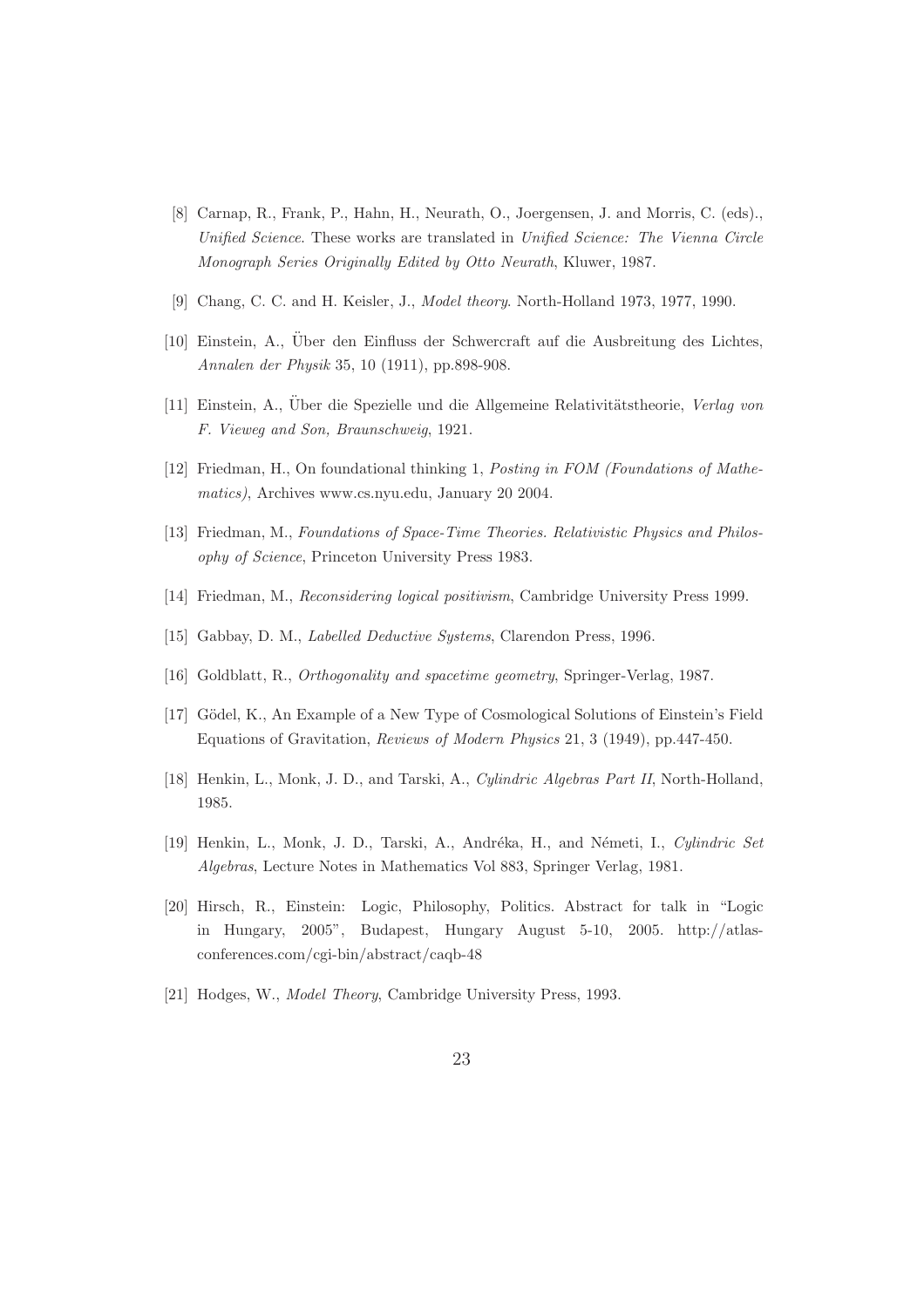[8] Carnap, R., Frank, P., Hahn, H., Neurath, O., Joergensen, J. and Morris, C. (eds)., *Unified Science*. These works are translated in *Unified Science: The Vienna Circle Monograph Series Originally Edited by Otto Neurath*, Kluwer, 1987.

[9] Chang, C. C. and H. Keisler, J., *Model theory*. North-Holland 1973, 1977, 1990.

[10] Einstein, A., Über den Einfluss der Schwercraft auf die Ausbreitung des Lichtes, *Annalen der Physik* 35, 10 (1911), pp.898-908.

[11] Einstein, A., Über die Spezielle und die Allgemeine Relativitätstheorie, *Verlag von F. Vieweg and Son, Braunschweig*, 1921.

[12] Friedman, H., On foundational thinking 1, *Posting in FOM (Foundations of Mathematics)*, Archives www.cs.nyu.edu, January 20 2004.

[13] Friedman, M., *Foundations of Space-Time Theories. Relativistic Physics and Philosophy of Science*, Princeton University Press 1983.

[14] Friedman, M., *Reconsidering logical positivism*, Cambridge University Press 1999.

[15] Gabbay, D. M., *Labelled Deductive Systems*, Clarendon Press, 1996.

[16] Goldblatt, R., *Orthogonality and spacetime geometry*, Springer-Verlag, 1987.

[17] Gödel, K., An Example of a New Type of Cosmological Solutions of Einstein's Field Equations of Gravitation, *Reviews of Modern Physics* 21, 3 (1949), pp.447-450.

[18] Henkin, L., Monk, J. D., and Tarski, A., *Cylindric Algebras Part II*, North-Holland, 1985.

[19] Henkin, L., Monk, J. D., Tarski, A., Andréka, H., and Németi, I., *Cylindric Set Algebras*, Lecture Notes in Mathematics Vol 883, Springer Verlag, 1981.

[20] Hirsch, R., Einstein: Logic, Philosophy, Politics. Abstract for talk in "Logic in Hungary, 2005", Budapest, Hungary August 5-10, 2005. http://atlas-conferences.com/cgi-bin/abstract/caqb-48

[21] Hodges, W., *Model Theory*, Cambridge University Press, 1993.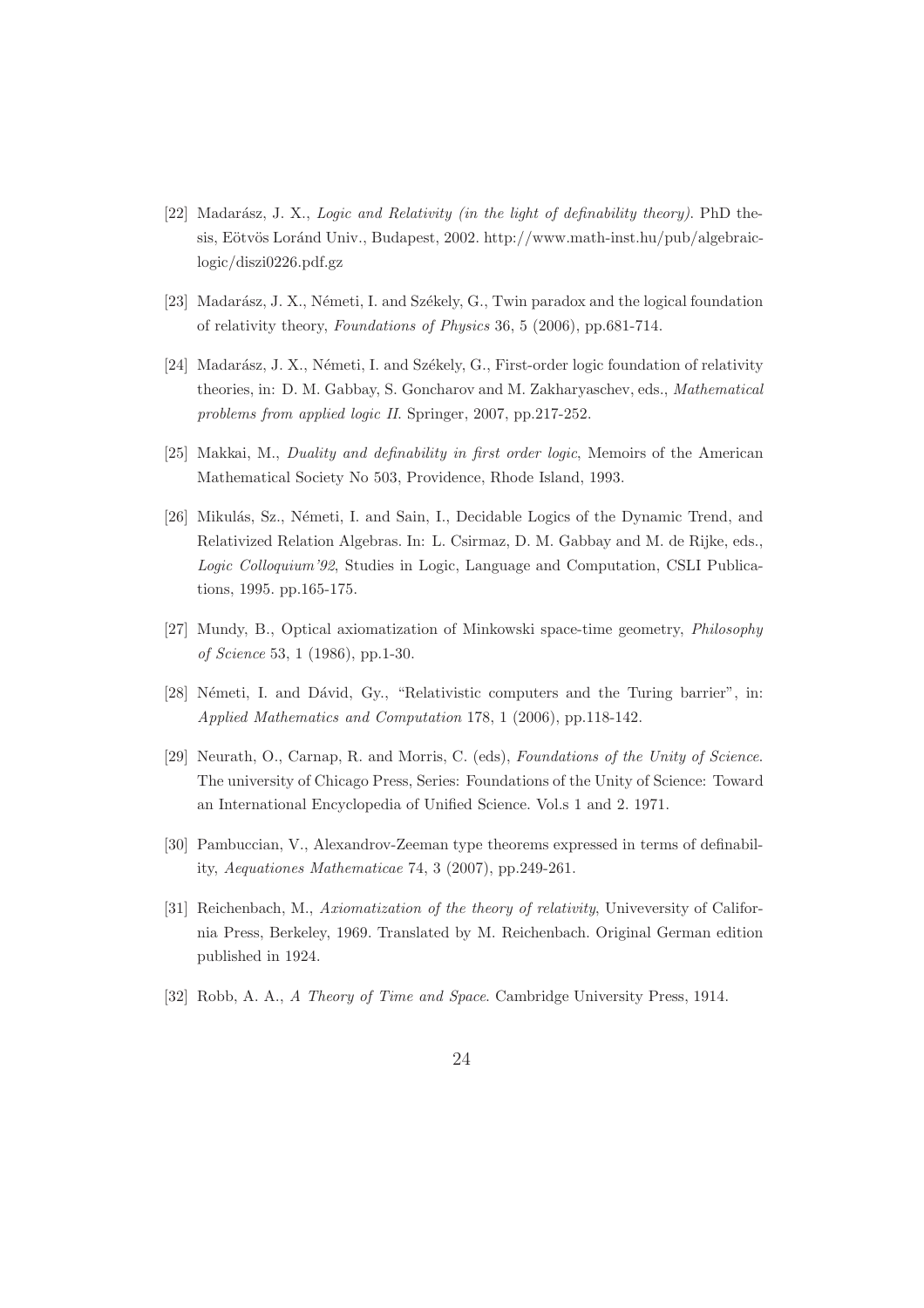[22] Madarász, J. X., *Logic and Relativity (in the light of definability theory)*. PhD thesis, Eötvös Loránd Univ., Budapest, 2002. http://www.math-inst.hu/pub/algebraic-logic/diszi0226.pdf.gz

[23] Madarász, J. X., Németi, I. and Székely, G., Twin paradox and the logical foundation of relativity theory, *Foundations of Physics* 36, 5 (2006), pp.681-714.

[24] Madarász, J. X., Németi, I. and Székely, G., First-order logic foundation of relativity theories, in: D. M. Gabbay, S. Goncharov and M. Zakharyaschev, eds., *Mathematical problems from applied logic II*. Springer, 2007, pp.217-252.

[25] Makkai, M., *Duality and definability in first order logic*, Memoirs of the American Mathematical Society No 503, Providence, Rhode Island, 1993.

[26] Mikulás, Sz., Németi, I. and Sain, I., Decidable Logics of the Dynamic Trend, and Relativized Relation Algebras. In: L. Csirmaz, D. M. Gabbay and M. de Rijke, eds., *Logic Colloquium'92*, Studies in Logic, Language and Computation, CSLI Publications, 1995. pp.165-175.

[27] Mundy, B., Optical axiomatization of Minkowski space-time geometry, *Philosophy of Science* 53, 1 (1986), pp.1-30.

[28] Németi, I. and Dávid, Gy., "Relativistic computers and the Turing barrier", in: *Applied Mathematics and Computation* 178, 1 (2006), pp.118-142.

[29] Neurath, O., Carnap, R. and Morris, C. (eds), *Foundations of the Unity of Science*. The university of Chicago Press, Series: Foundations of the Unity of Science: Toward an International Encyclopedia of Unified Science. Vol.s 1 and 2. 1971.

[30] Pambuccian, V., Alexandrov-Zeeman type theorems expressed in terms of definability, *Aequationes Mathematicae* 74, 3 (2007), pp.249-261.

[31] Reichenbach, M., *Axiomatization of the theory of relativity*, Univeversity of California Press, Berkeley, 1969. Translated by M. Reichenbach. Original German edition published in 1924.

[32] Robb, A. A., *A Theory of Time and Space*. Cambridge University Press, 1914.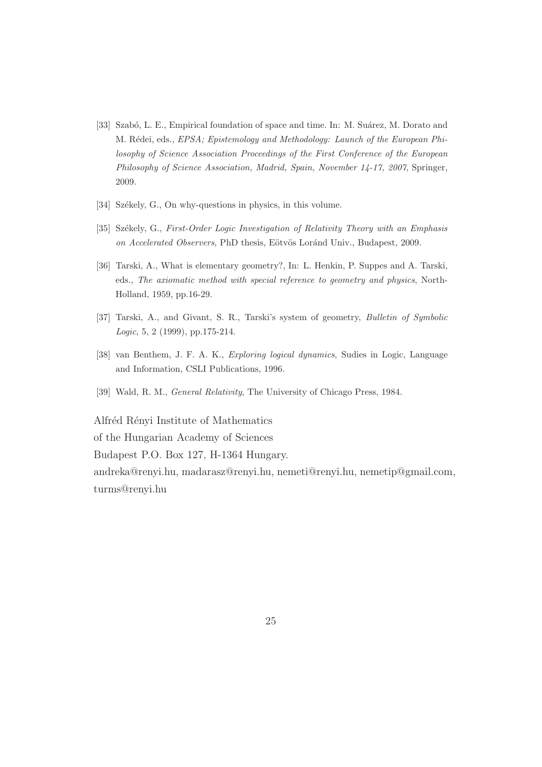[33] Szabó, L. E., Empirical foundation of space and time. In: M. Suárez, M. Dorato and M. Rédei, eds., *EPSA; Epistemology and Methodology: Launch of the European Philosophy of Science Association Proceedings of the First Conference of the European Philosophy of Science Association, Madrid, Spain, November 14-17, 2007*, Springer, 2009.

[34] Székely, G., On why-questions in physics, in this volume.

[35] Székely, G., *First-Order Logic Investigation of Relativity Theory with an Emphasis on Accelerated Observers*, PhD thesis, Eötvös Loránd Univ., Budapest, 2009.

[36] Tarski, A., What is elementary geometry?, In: L. Henkin, P. Suppes and A. Tarski, eds., *The axiomatic method with special reference to geometry and physics*, North-Holland, 1959, pp.16-29.

[37] Tarski, A., and Givant, S. R., Tarski's system of geometry, *Bulletin of Symbolic Logic*, 5, 2 (1999), pp.175-214.

[38] van Benthem, J. F. A. K., *Exploring logical dynamics*, Sudies in Logic, Language and Information, CSLI Publications, 1996.

[39] Wald, R. M., *General Relativity*, The University of Chicago Press, 1984.

Alfréd Rényi Institute of Mathematics
of the Hungarian Academy of Sciences
Budapest P.O. Box 127, H-1364 Hungary.
andreka@renyi.hu, madarasz@renyi.hu, nemeti@renyi.hu, nemetip@gmail.com, turms@renyi.hu